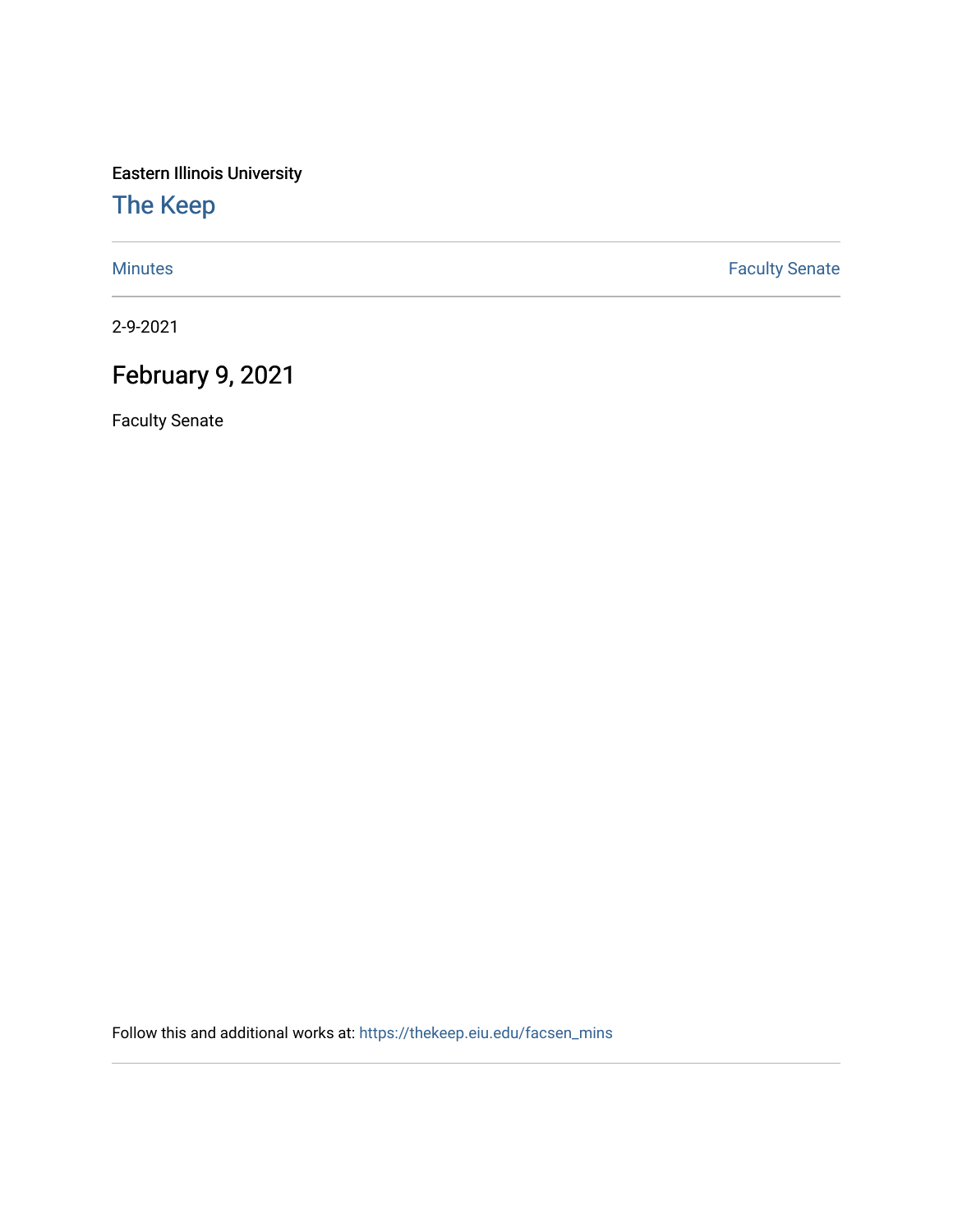Eastern Illinois University

# The Keep

Minutes | Faculty Senate

2-9-2021

## February 9, 2021

Faculty Senate

Follow this and additional works at: https://thekeep.eiu.edu/facsen_mins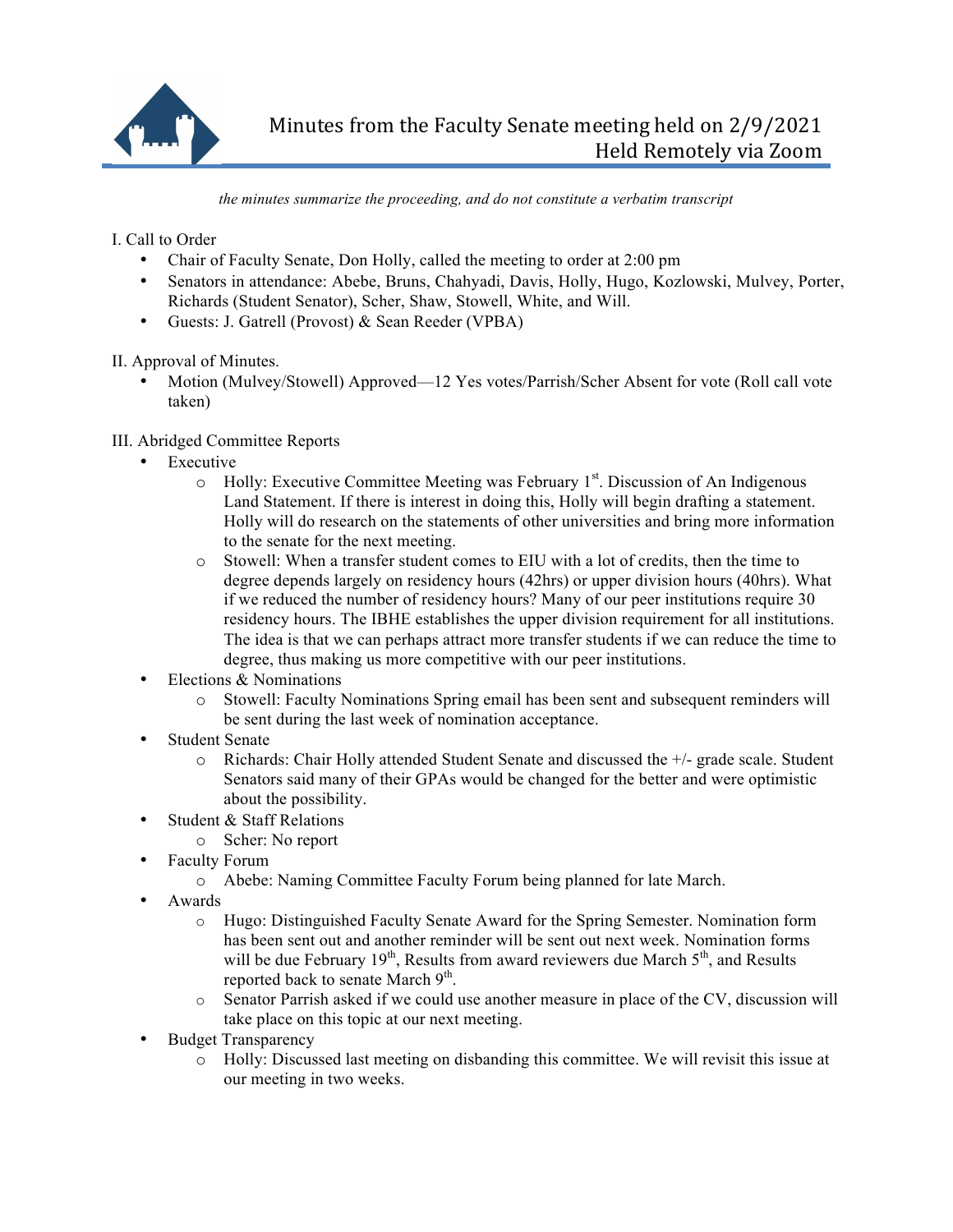# Minutes from the Faculty Senate meeting held on 2/9/2021
## Held Remotely via Zoom

*the minutes summarize the proceeding, and do not constitute a verbatim transcript*

I. Call to Order

- Chair of Faculty Senate, Don Holly, called the meeting to order at 2:00 pm
- Senators in attendance: Abebe, Bruns, Chahyadi, Davis, Holly, Hugo, Kozlowski, Mulvey, Porter, Richards (Student Senator), Scher, Shaw, Stowell, White, and Will.
- Guests: J. Gatrell (Provost) & Sean Reeder (VPBA)

II. Approval of Minutes.

- Motion (Mulvey/Stowell) Approved—12 Yes votes/Parrish/Scher Absent for vote (Roll call vote taken)

III. Abridged Committee Reports

- Executive
  - Holly: Executive Committee Meeting was February 1st. Discussion of An Indigenous Land Statement. If there is interest in doing this, Holly will begin drafting a statement. Holly will do research on the statements of other universities and bring more information to the senate for the next meeting.
  - Stowell: When a transfer student comes to EIU with a lot of credits, then the time to degree depends largely on residency hours (42hrs) or upper division hours (40hrs). What if we reduced the number of residency hours? Many of our peer institutions require 30 residency hours. The IBHE establishes the upper division requirement for all institutions. The idea is that we can perhaps attract more transfer students if we can reduce the time to degree, thus making us more competitive with our peer institutions.
- Elections & Nominations
  - Stowell: Faculty Nominations Spring email has been sent and subsequent reminders will be sent during the last week of nomination acceptance.
- Student Senate
  - Richards: Chair Holly attended Student Senate and discussed the +/- grade scale. Student Senators said many of their GPAs would be changed for the better and were optimistic about the possibility.
- Student & Staff Relations
  - Scher: No report
- Faculty Forum
  - Abebe: Naming Committee Faculty Forum being planned for late March.
- Awards
  - Hugo: Distinguished Faculty Senate Award for the Spring Semester. Nomination form has been sent out and another reminder will be sent out next week. Nomination forms will be due February 19th, Results from award reviewers due March 5th, and Results reported back to senate March 9th.
  - Senator Parrish asked if we could use another measure in place of the CV, discussion will take place on this topic at our next meeting.
- Budget Transparency
  - Holly: Discussed last meeting on disbanding this committee. We will revisit this issue at our meeting in two weeks.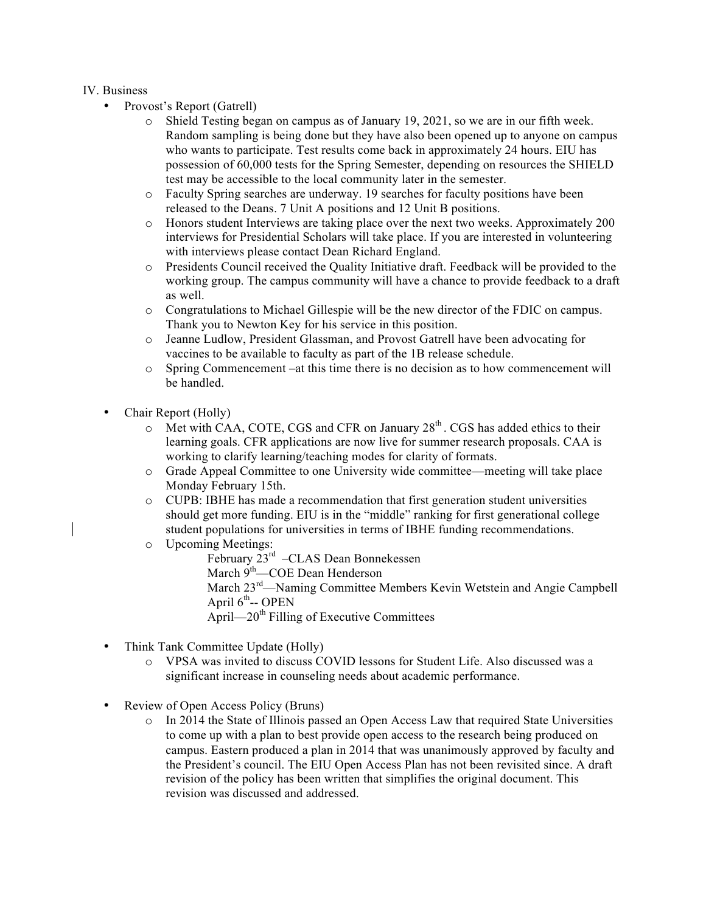IV. Business

- Provost's Report (Gatrell)
  - Shield Testing began on campus as of January 19, 2021, so we are in our fifth week. Random sampling is being done but they have also been opened up to anyone on campus who wants to participate. Test results come back in approximately 24 hours. EIU has possession of 60,000 tests for the Spring Semester, depending on resources the SHIELD test may be accessible to the local community later in the semester.
  - Faculty Spring searches are underway. 19 searches for faculty positions have been released to the Deans. 7 Unit A positions and 12 Unit B positions.
  - Honors student Interviews are taking place over the next two weeks. Approximately 200 interviews for Presidential Scholars will take place. If you are interested in volunteering with interviews please contact Dean Richard England.
  - Presidents Council received the Quality Initiative draft. Feedback will be provided to the working group. The campus community will have a chance to provide feedback to a draft as well.
  - Congratulations to Michael Gillespie will be the new director of the FDIC on campus. Thank you to Newton Key for his service in this position.
  - Jeanne Ludlow, President Glassman, and Provost Gatrell have been advocating for vaccines to be available to faculty as part of the 1B release schedule.
  - Spring Commencement –at this time there is no decision as to how commencement will be handled.

- Chair Report (Holly)
  - Met with CAA, COTE, CGS and CFR on January 28th. CGS has added ethics to their learning goals. CFR applications are now live for summer research proposals. CAA is working to clarify learning/teaching modes for clarity of formats.
  - Grade Appeal Committee to one University wide committee—meeting will take place Monday February 15th.
  - CUPB: IBHE has made a recommendation that first generation student universities should get more funding. EIU is in the "middle" ranking for first generational college student populations for universities in terms of IBHE funding recommendations.
  - Upcoming Meetings:
    - February 23rd –CLAS Dean Bonnekessen
    - March 9th—COE Dean Henderson
    - March 23rd—Naming Committee Members Kevin Wetstein and Angie Campbell
    - April 6th-- OPEN
    - April—20th Filling of Executive Committees

- Think Tank Committee Update (Holly)
  - VPSA was invited to discuss COVID lessons for Student Life. Also discussed was a significant increase in counseling needs about academic performance.

- Review of Open Access Policy (Bruns)
  - In 2014 the State of Illinois passed an Open Access Law that required State Universities to come up with a plan to best provide open access to the research being produced on campus. Eastern produced a plan in 2014 that was unanimously approved by faculty and the President's council. The EIU Open Access Plan has not been revisited since. A draft revision of the policy has been written that simplifies the original document. This revision was discussed and addressed.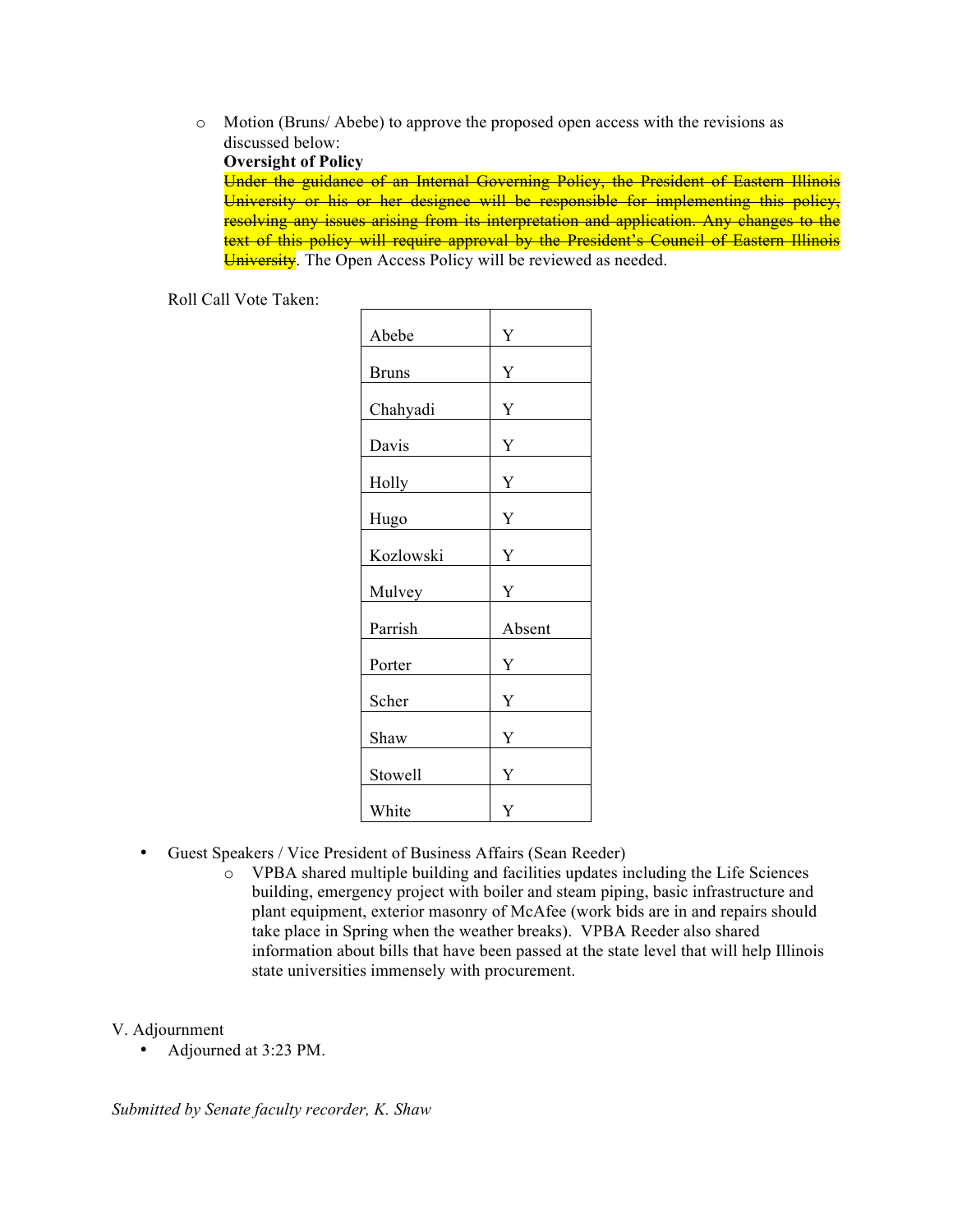- Motion (Bruns/ Abebe) to approve the proposed open access with the revisions as discussed below:

  **Oversight of Policy**

  ~~Under the guidance of an Internal Governing Policy, the President of Eastern Illinois University or his or her designee will be responsible for implementing this policy, resolving any issues arising from its interpretation and application. Any changes to the text of this policy will require approval by the President's Council of Eastern Illinois University~~. The Open Access Policy will be reviewed as needed.

Roll Call Vote Taken:

| | |
|---|---|
| Abebe | Y |
| Bruns | Y |
| Chahyadi | Y |
| Davis | Y |
| Holly | Y |
| Hugo | Y |
| Kozlowski | Y |
| Mulvey | Y |
| Parrish | Absent |
| Porter | Y |
| Scher | Y |
| Shaw | Y |
| Stowell | Y |
| White | Y |

- Guest Speakers / Vice President of Business Affairs (Sean Reeder)
  - VPBA shared multiple building and facilities updates including the Life Sciences building, emergency project with boiler and steam piping, basic infrastructure and plant equipment, exterior masonry of McAfee (work bids are in and repairs should take place in Spring when the weather breaks). VPBA Reeder also shared information about bills that have been passed at the state level that will help Illinois state universities immensely with procurement.

V. Adjournment

- Adjourned at 3:23 PM.

*Submitted by Senate faculty recorder, K. Shaw*